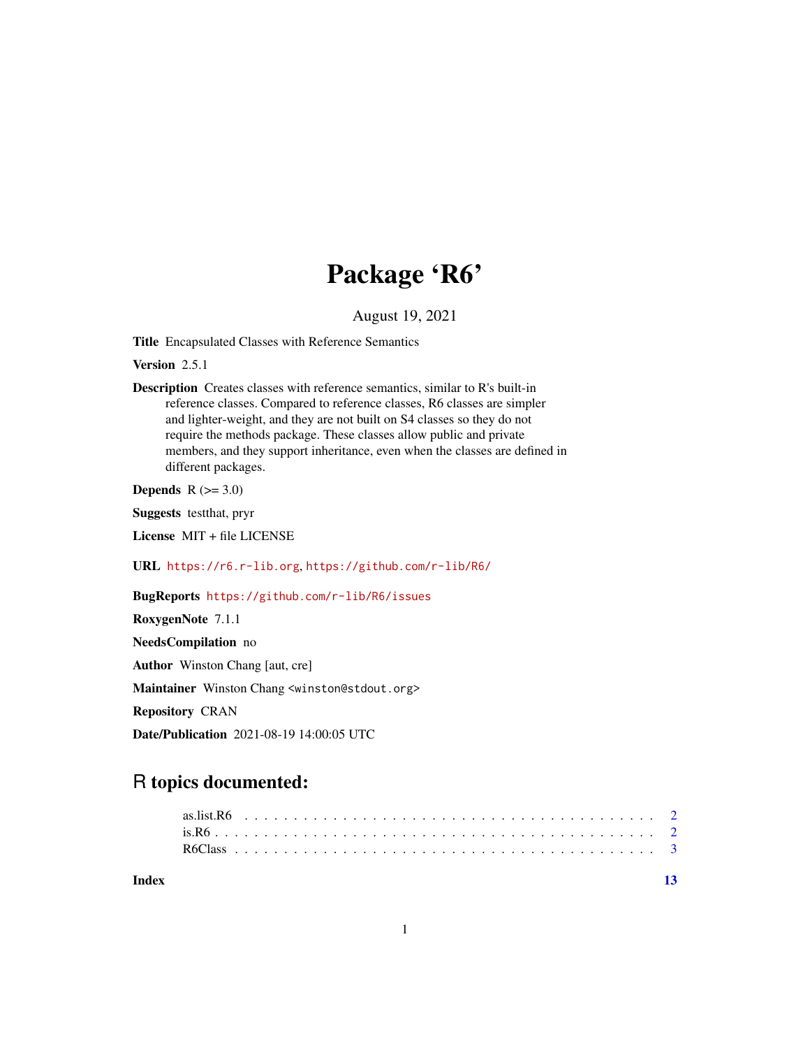# Package 'R6'

August 19, 2021

**Title** Encapsulated Classes with Reference Semantics

**Version** 2.5.1

**Description** Creates classes with reference semantics, similar to R's built-in reference classes. Compared to reference classes, R6 classes are simpler and lighter-weight, and they are not built on S4 classes so they do not require the methods package. These classes allow public and private members, and they support inheritance, even when the classes are defined in different packages.

**Depends** R (>= 3.0)

**Suggests** testthat, pryr

**License** MIT + file LICENSE

**URL** https://r6.r-lib.org, https://github.com/r-lib/R6/

**BugReports** https://github.com/r-lib/R6/issues

**RoxygenNote** 7.1.1

**NeedsCompilation** no

**Author** Winston Chang [aut, cre]

**Maintainer** Winston Chang <winston@stdout.org>

**Repository** CRAN

**Date/Publication** 2021-08-19 14:00:05 UTC

## R topics documented:

| | |
|---|---|
| as.list.R6 | 2 |
| is.R6 | 2 |
| R6Class | 3 |
| **Index** | **13** |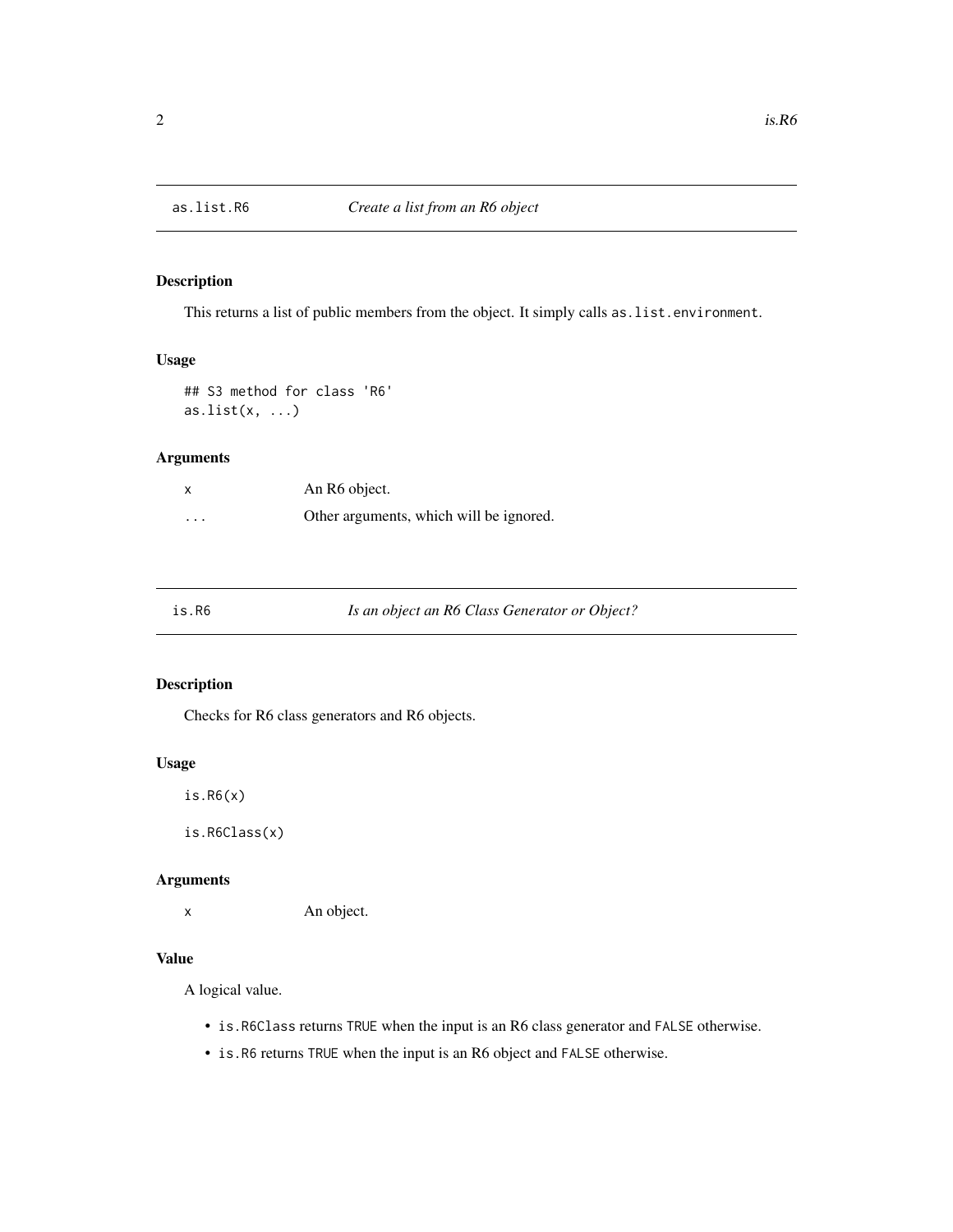## as.list.R6 — *Create a list from an R6 object*

### Description

This returns a list of public members from the object. It simply calls `as.list.environment`.

### Usage

```
## S3 method for class 'R6'
as.list(x, ...)
```

### Arguments

| | |
|---|---|
| `x` | An R6 object. |
| `...` | Other arguments, which will be ignored. |

## is.R6 — *Is an object an R6 Class Generator or Object?*

### Description

Checks for R6 class generators and R6 objects.

### Usage

```
is.R6(x)

is.R6Class(x)
```

### Arguments

| | |
|---|---|
| `x` | An object. |

### Value

A logical value.

- `is.R6Class` returns `TRUE` when the input is an R6 class generator and `FALSE` otherwise.
- `is.R6` returns `TRUE` when the input is an R6 object and `FALSE` otherwise.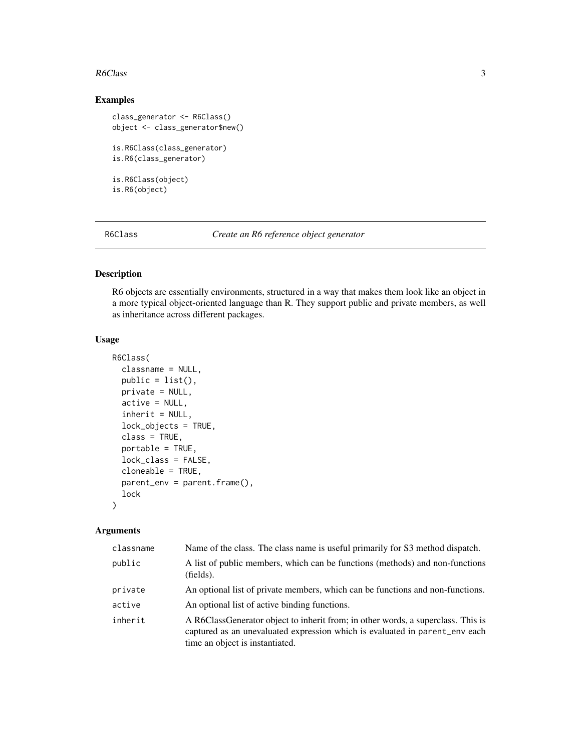## Examples

```
class_generator <- R6Class()
object <- class_generator$new()

is.R6Class(class_generator)
is.R6(class_generator)

is.R6Class(object)
is.R6(object)
```

---

`R6Class` *Create an R6 reference object generator*

---

## Description

R6 objects are essentially environments, structured in a way that makes them look like an object in a more typical object-oriented language than R. They support public and private members, as well as inheritance across different packages.

## Usage

```
R6Class(
  classname = NULL,
  public = list(),
  private = NULL,
  active = NULL,
  inherit = NULL,
  lock_objects = TRUE,
  class = TRUE,
  portable = TRUE,
  lock_class = FALSE,
  cloneable = TRUE,
  parent_env = parent.frame(),
  lock
)
```

## Arguments

| | |
|---|---|
| `classname` | Name of the class. The class name is useful primarily for S3 method dispatch. |
| `public` | A list of public members, which can be functions (methods) and non-functions (fields). |
| `private` | An optional list of private members, which can be functions and non-functions. |
| `active` | An optional list of active binding functions. |
| `inherit` | A R6ClassGenerator object to inherit from; in other words, a superclass. This is captured as an unevaluated expression which is evaluated in `parent_env` each time an object is instantiated. |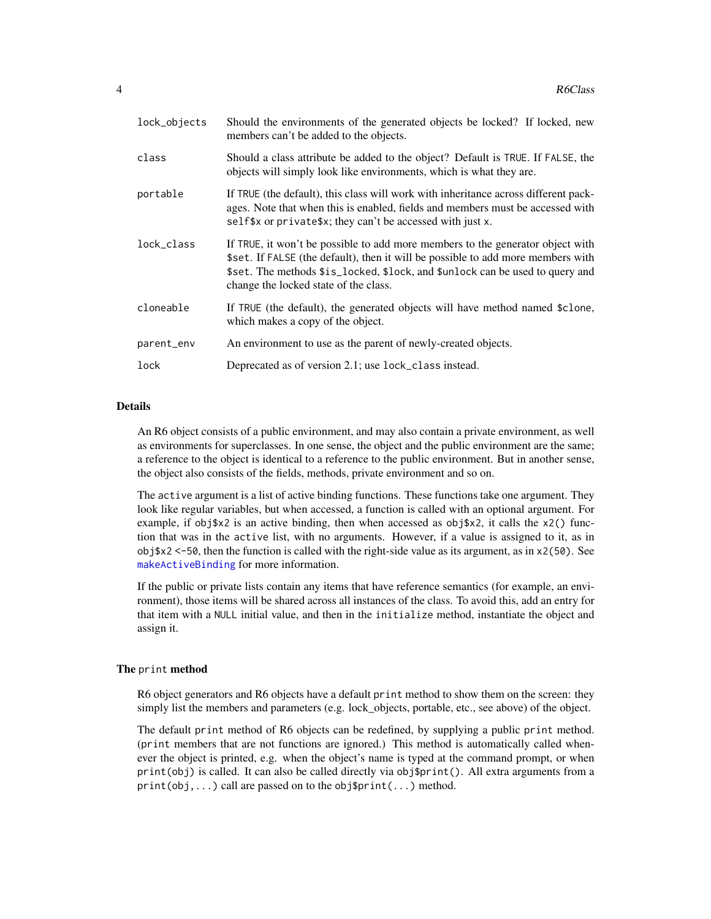| | |
|---|---|
| `lock_objects` | Should the environments of the generated objects be locked? If locked, new members can't be added to the objects. |
| `class` | Should a class attribute be added to the object? Default is `TRUE`. If `FALSE`, the objects will simply look like environments, which is what they are. |
| `portable` | If `TRUE` (the default), this class will work with inheritance across different packages. Note that when this is enabled, fields and members must be accessed with `self$x` or `private$x`; they can't be accessed with just `x`. |
| `lock_class` | If `TRUE`, it won't be possible to add more members to the generator object with `$set`. If `FALSE` (the default), then it will be possible to add more members with `$set`. The methods `$is_locked`, `$lock`, and `$unlock` can be used to query and change the locked state of the class. |
| `cloneable` | If `TRUE` (the default), the generated objects will have method named `$clone`, which makes a copy of the object. |
| `parent_env` | An environment to use as the parent of newly-created objects. |
| `lock` | Deprecated as of version 2.1; use `lock_class` instead. |

### Details

An R6 object consists of a public environment, and may also contain a private environment, as well as environments for superclasses. In one sense, the object and the public environment are the same; a reference to the object is identical to a reference to the public environment. But in another sense, the object also consists of the fields, methods, private environment and so on.

The `active` argument is a list of active binding functions. These functions take one argument. They look like regular variables, but when accessed, a function is called with an optional argument. For example, if `obj$x2` is an active binding, then when accessed as `obj$x2`, it calls the `x2()` function that was in the `active` list, with no arguments. However, if a value is assigned to it, as in `obj$x2 <-50`, then the function is called with the right-side value as its argument, as in `x2(50)`. See `makeActiveBinding` for more information.

If the public or private lists contain any items that have reference semantics (for example, an environment), those items will be shared across all instances of the class. To avoid this, add an entry for that item with a `NULL` initial value, and then in the `initialize` method, instantiate the object and assign it.

### The `print` method

R6 object generators and R6 objects have a default `print` method to show them on the screen: they simply list the members and parameters (e.g. lock_objects, portable, etc., see above) of the object.

The default `print` method of R6 objects can be redefined, by supplying a public `print` method. (`print` members that are not functions are ignored.) This method is automatically called whenever the object is printed, e.g. when the object's name is typed at the command prompt, or when `print(obj)` is called. It can also be called directly via `obj$print()`. All extra arguments from a `print(obj,...)` call are passed on to the `obj$print(...)` method.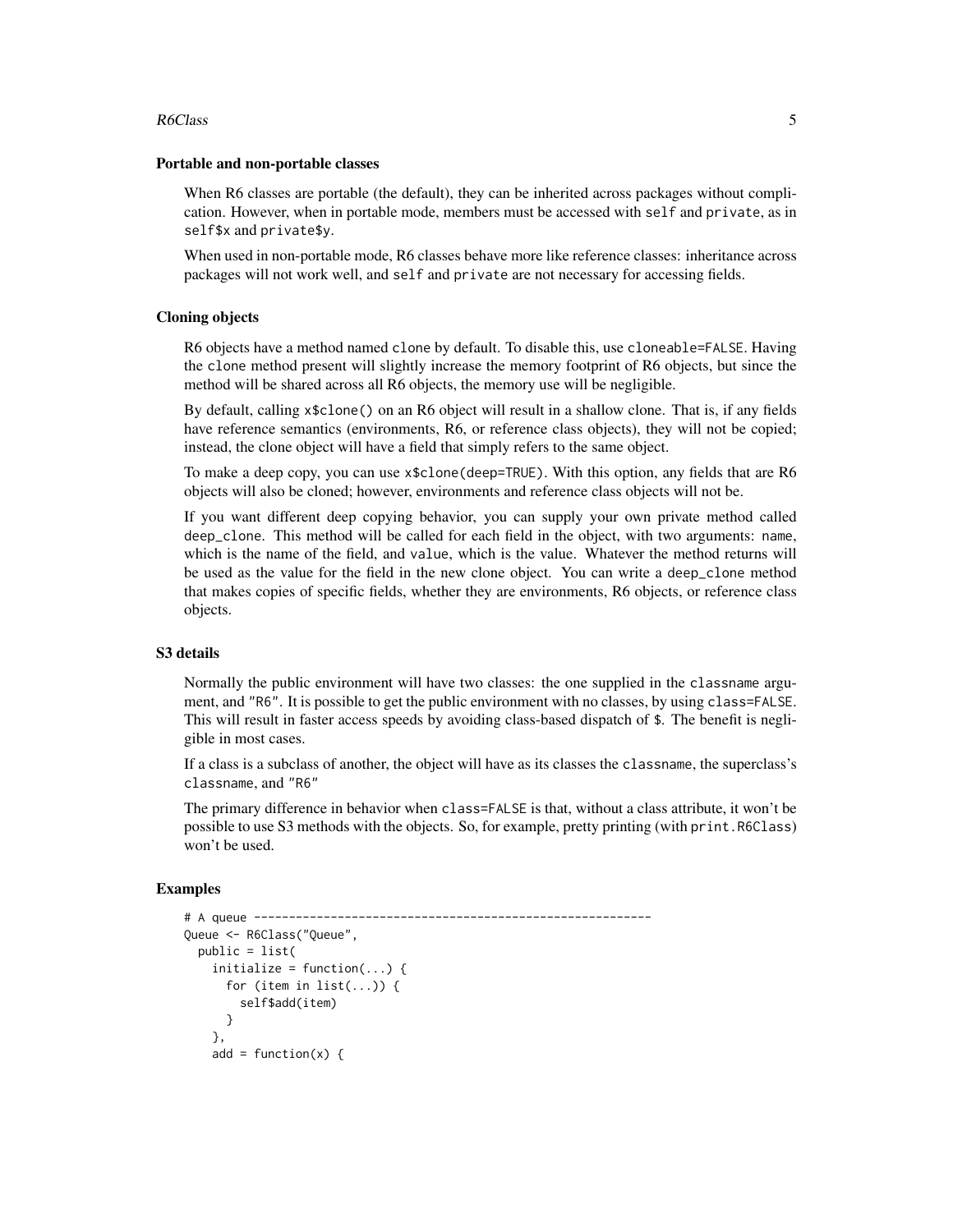### Portable and non-portable classes

When R6 classes are portable (the default), they can be inherited across packages without complication. However, when in portable mode, members must be accessed with `self` and `private`, as in `self$x` and `private$y`.

When used in non-portable mode, R6 classes behave more like reference classes: inheritance across packages will not work well, and `self` and `private` are not necessary for accessing fields.

### Cloning objects

R6 objects have a method named `clone` by default. To disable this, use `cloneable=FALSE`. Having the `clone` method present will slightly increase the memory footprint of R6 objects, but since the method will be shared across all R6 objects, the memory use will be negligible.

By default, calling `x$clone()` on an R6 object will result in a shallow clone. That is, if any fields have reference semantics (environments, R6, or reference class objects), they will not be copied; instead, the clone object will have a field that simply refers to the same object.

To make a deep copy, you can use `x$clone(deep=TRUE)`. With this option, any fields that are R6 objects will also be cloned; however, environments and reference class objects will not be.

If you want different deep copying behavior, you can supply your own private method called `deep_clone`. This method will be called for each field in the object, with two arguments: `name`, which is the name of the field, and `value`, which is the value. Whatever the method returns will be used as the value for the field in the new clone object. You can write a `deep_clone` method that makes copies of specific fields, whether they are environments, R6 objects, or reference class objects.

### S3 details

Normally the public environment will have two classes: the one supplied in the `classname` argument, and `"R6"`. It is possible to get the public environment with no classes, by using `class=FALSE`. This will result in faster access speeds by avoiding class-based dispatch of `$`. The benefit is negligible in most cases.

If a class is a subclass of another, the object will have as its classes the `classname`, the superclass's `classname`, and `"R6"`

The primary difference in behavior when `class=FALSE` is that, without a class attribute, it won't be possible to use S3 methods with the objects. So, for example, pretty printing (with `print.R6Class`) won't be used.

## Examples

```
# A queue ---------------------------------------------------------
Queue <- R6Class("Queue",
  public = list(
    initialize = function(...) {
      for (item in list(...)) {
        self$add(item)
      }
    },
    add = function(x) {
```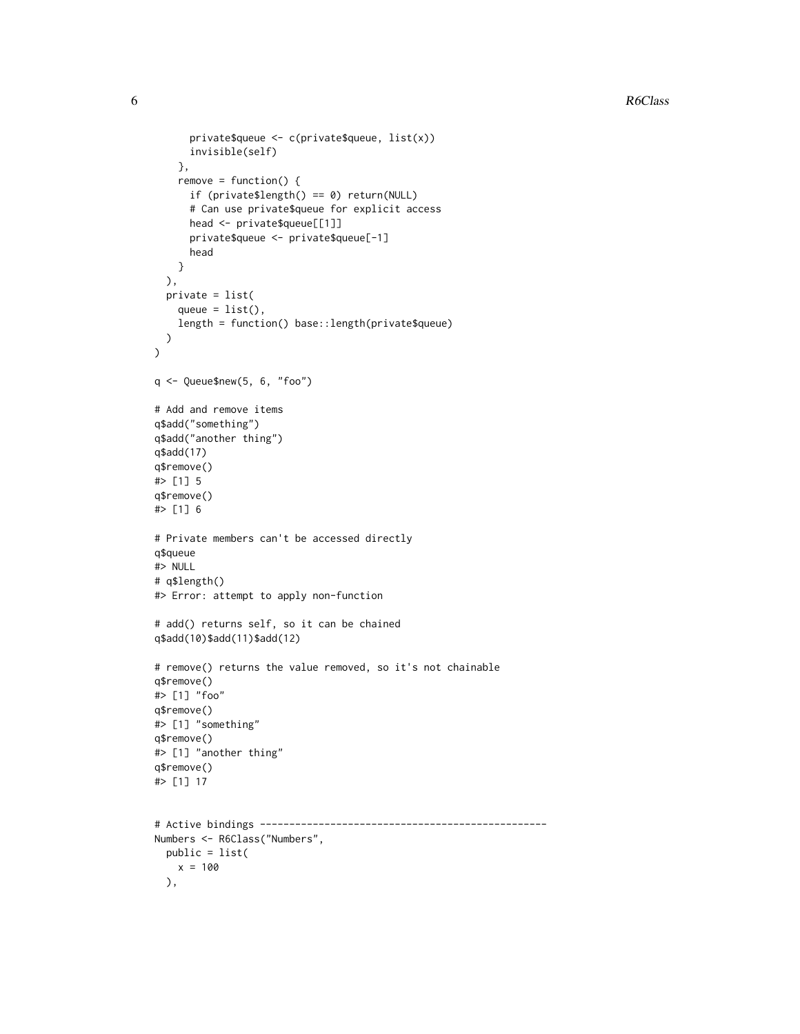```
      private$queue <- c(private$queue, list(x))
      invisible(self)
    },
    remove = function() {
      if (private$length() == 0) return(NULL)
      # Can use private$queue for explicit access
      head <- private$queue[[1]]
      private$queue <- private$queue[-1]
      head
    }
  ),
  private = list(
    queue = list(),
    length = function() base::length(private$queue)
  )
)

q <- Queue$new(5, 6, "foo")

# Add and remove items
q$add("something")
q$add("another thing")
q$add(17)
q$remove()
#> [1] 5
q$remove()
#> [1] 6

# Private members can't be accessed directly
q$queue
#> NULL
# q$length()
#> Error: attempt to apply non-function

# add() returns self, so it can be chained
q$add(10)$add(11)$add(12)

# remove() returns the value removed, so it's not chainable
q$remove()
#> [1] "foo"
q$remove()
#> [1] "something"
q$remove()
#> [1] "another thing"
q$remove()
#> [1] 17


# Active bindings -------------------------------------------------
Numbers <- R6Class("Numbers",
  public = list(
    x = 100
  ),
```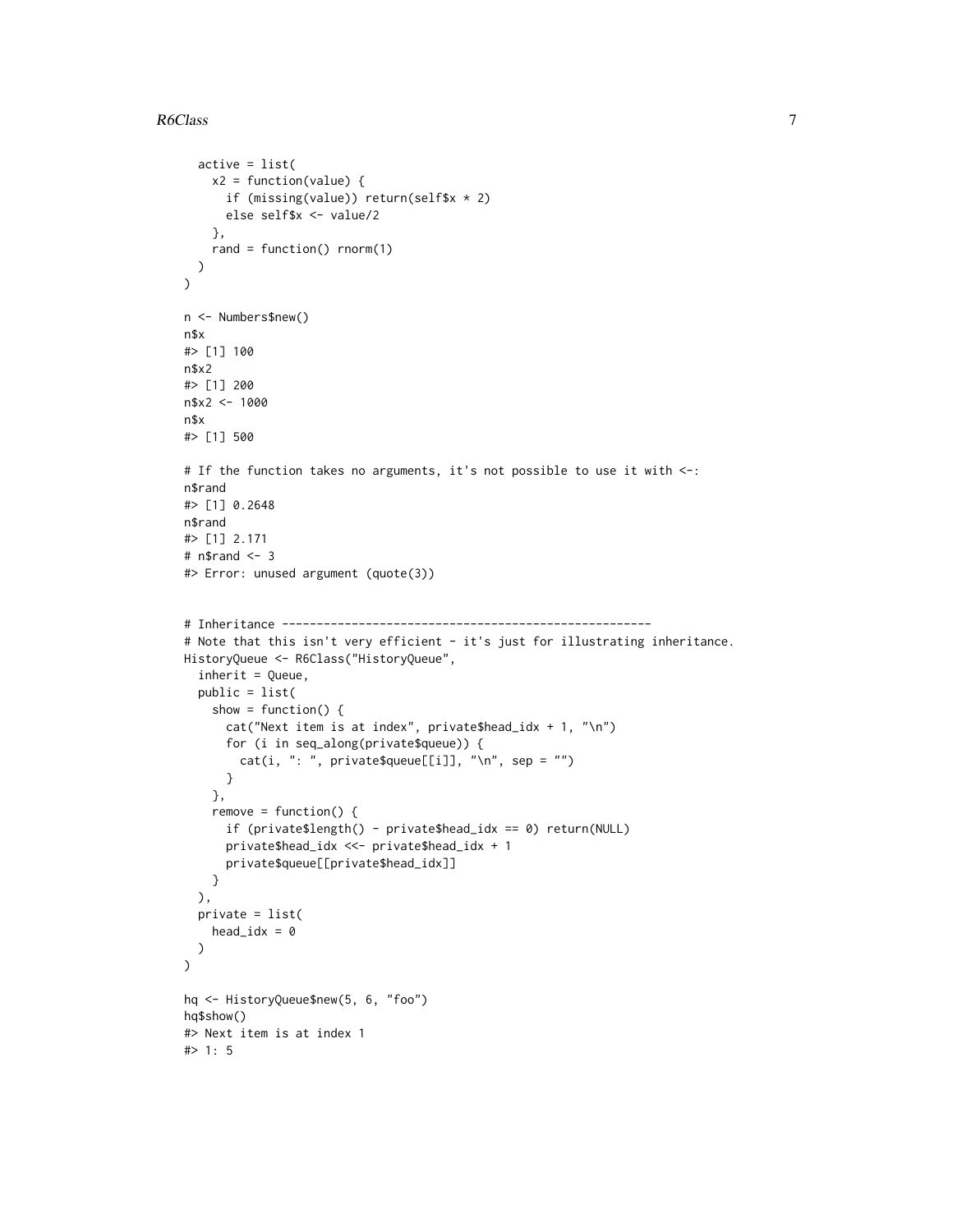```
  active = list(
    x2 = function(value) {
      if (missing(value)) return(self$x * 2)
      else self$x <- value/2
    },
    rand = function() rnorm(1)
  )
)

n <- Numbers$new()
n$x
#> [1] 100
n$x2
#> [1] 200
n$x2 <- 1000
n$x
#> [1] 500

# If the function takes no arguments, it's not possible to use it with <-:
n$rand
#> [1] 0.2648
n$rand
#> [1] 2.171
# n$rand <- 3
#> Error: unused argument (quote(3))


# Inheritance -----------------------------------------------------
# Note that this isn't very efficient - it's just for illustrating inheritance.
HistoryQueue <- R6Class("HistoryQueue",
  inherit = Queue,
  public = list(
    show = function() {
      cat("Next item is at index", private$head_idx + 1, "\n")
      for (i in seq_along(private$queue)) {
        cat(i, ": ", private$queue[[i]], "\n", sep = "")
      }
    },
    remove = function() {
      if (private$length() - private$head_idx == 0) return(NULL)
      private$head_idx <<- private$head_idx + 1
      private$queue[[private$head_idx]]
    }
  ),
  private = list(
    head_idx = 0
  )
)

hq <- HistoryQueue$new(5, 6, "foo")
hq$show()
#> Next item is at index 1
#> 1: 5
```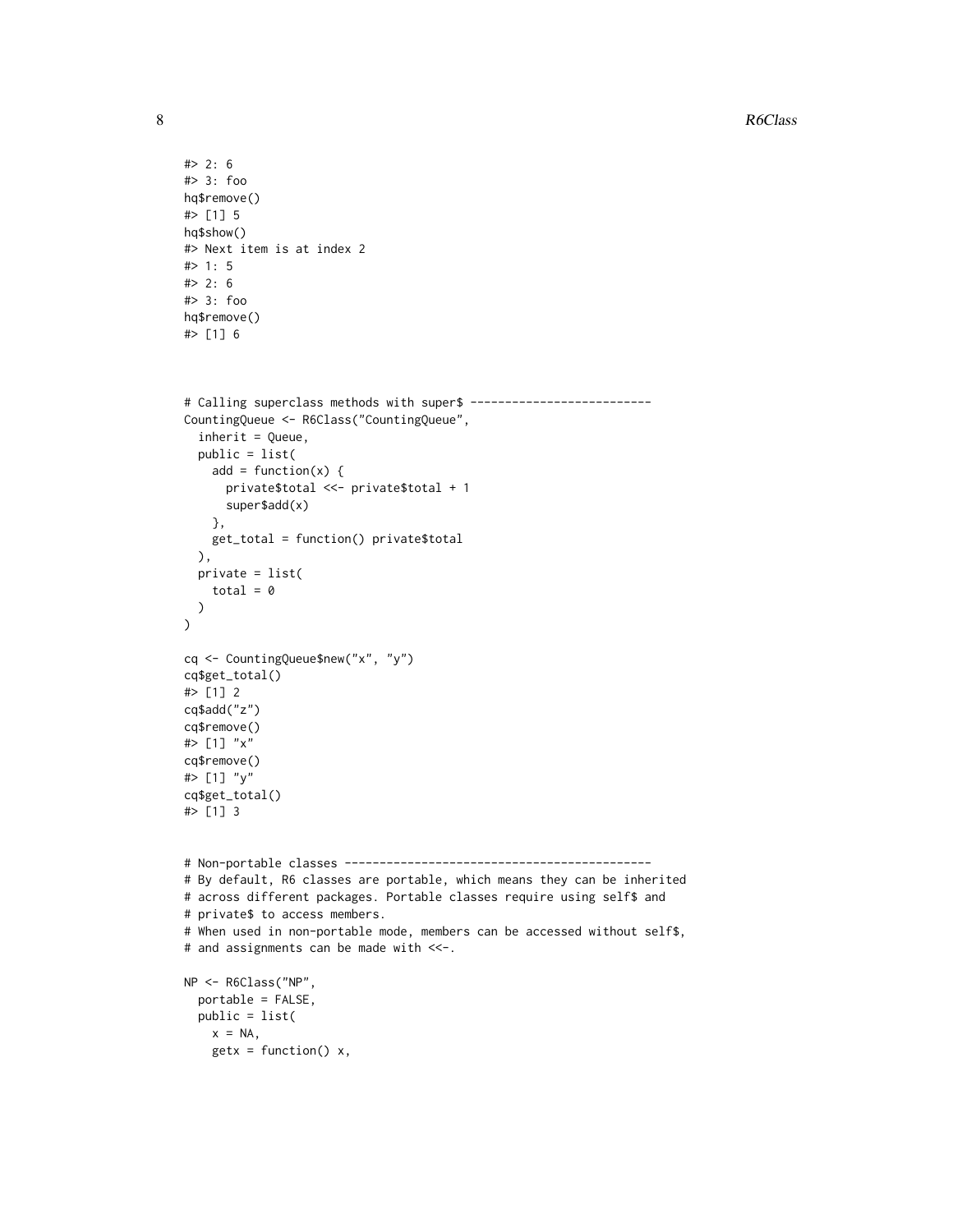```
#> 2: 6
#> 3: foo
hq$remove()
#> [1] 5
hq$show()
#> Next item is at index 2
#> 1: 5
#> 2: 6
#> 3: foo
hq$remove()
#> [1] 6



# Calling superclass methods with super$ --------------------------
CountingQueue <- R6Class("CountingQueue",
  inherit = Queue,
  public = list(
    add = function(x) {
      private$total <<- private$total + 1
      super$add(x)
    },
    get_total = function() private$total
  ),
  private = list(
    total = 0
  )
)

cq <- CountingQueue$new("x", "y")
cq$get_total()
#> [1] 2
cq$add("z")
cq$remove()
#> [1] "x"
cq$remove()
#> [1] "y"
cq$get_total()
#> [1] 3


# Non-portable classes --------------------------------------------
# By default, R6 classes are portable, which means they can be inherited
# across different packages. Portable classes require using self$ and
# private$ to access members.
# When used in non-portable mode, members can be accessed without self$,
# and assignments can be made with <<-.

NP <- R6Class("NP",
  portable = FALSE,
  public = list(
    x = NA,
    getx = function() x,
```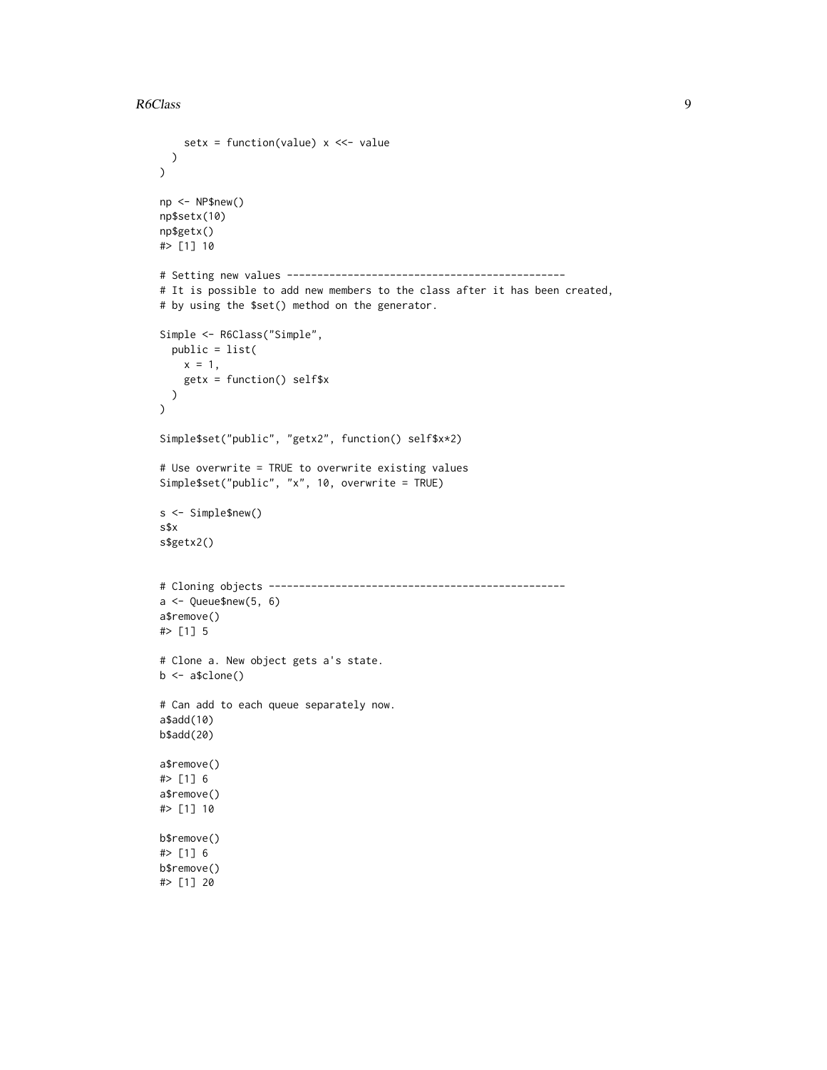```
    setx = function(value) x <<- value
  )
)

np <- NP$new()
np$setx(10)
np$getx()
#> [1] 10

# Setting new values ---------------------------------------------
# It is possible to add new members to the class after it has been created,
# by using the $set() method on the generator.

Simple <- R6Class("Simple",
  public = list(
    x = 1,
    getx = function() self$x
  )
)

Simple$set("public", "getx2", function() self$x*2)

# Use overwrite = TRUE to overwrite existing values
Simple$set("public", "x", 10, overwrite = TRUE)

s <- Simple$new()
s$x
s$getx2()


# Cloning objects -------------------------------------------------
a <- Queue$new(5, 6)
a$remove()
#> [1] 5

# Clone a. New object gets a's state.
b <- a$clone()

# Can add to each queue separately now.
a$add(10)
b$add(20)

a$remove()
#> [1] 6
a$remove()
#> [1] 10

b$remove()
#> [1] 6
b$remove()
#> [1] 20
```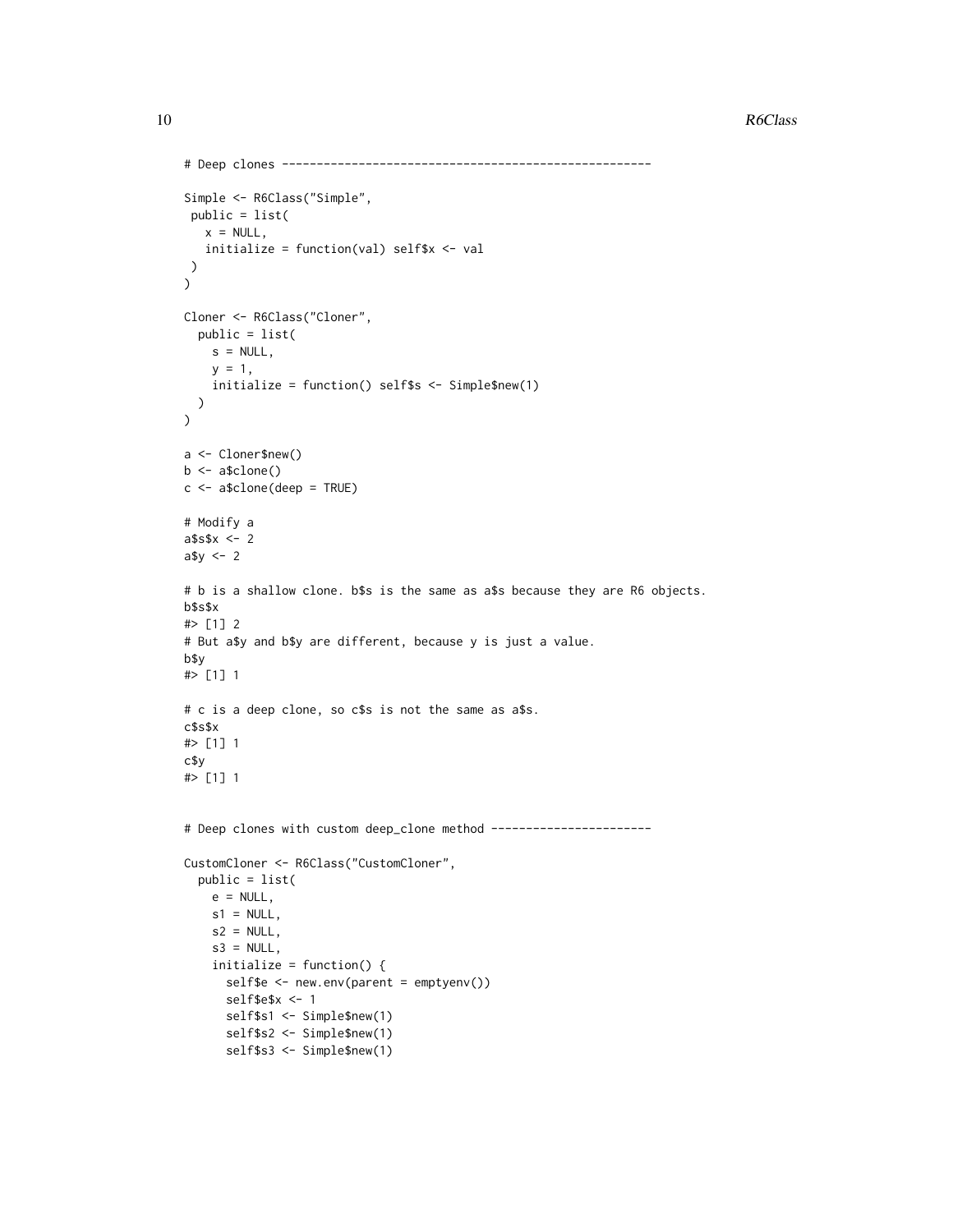```
# Deep clones ---------------------------------------------------

Simple <- R6Class("Simple",
 public = list(
   x = NULL,
   initialize = function(val) self$x <- val
 )
)

Cloner <- R6Class("Cloner",
  public = list(
    s = NULL,
    y = 1,
    initialize = function() self$s <- Simple$new(1)
  )
)

a <- Cloner$new()
b <- a$clone()
c <- a$clone(deep = TRUE)

# Modify a
a$s$x <- 2
a$y <- 2

# b is a shallow clone. b$s is the same as a$s because they are R6 objects.
b$s$x
#> [1] 2
# But a$y and b$y are different, because y is just a value.
b$y
#> [1] 1

# c is a deep clone, so c$s is not the same as a$s.
c$s$x
#> [1] 1
c$y
#> [1] 1


# Deep clones with custom deep_clone method -----------------------

CustomCloner <- R6Class("CustomCloner",
  public = list(
    e = NULL,
    s1 = NULL,
    s2 = NULL,
    s3 = NULL,
    initialize = function() {
      self$e <- new.env(parent = emptyenv())
      self$e$x <- 1
      self$s1 <- Simple$new(1)
      self$s2 <- Simple$new(1)
      self$s3 <- Simple$new(1)
```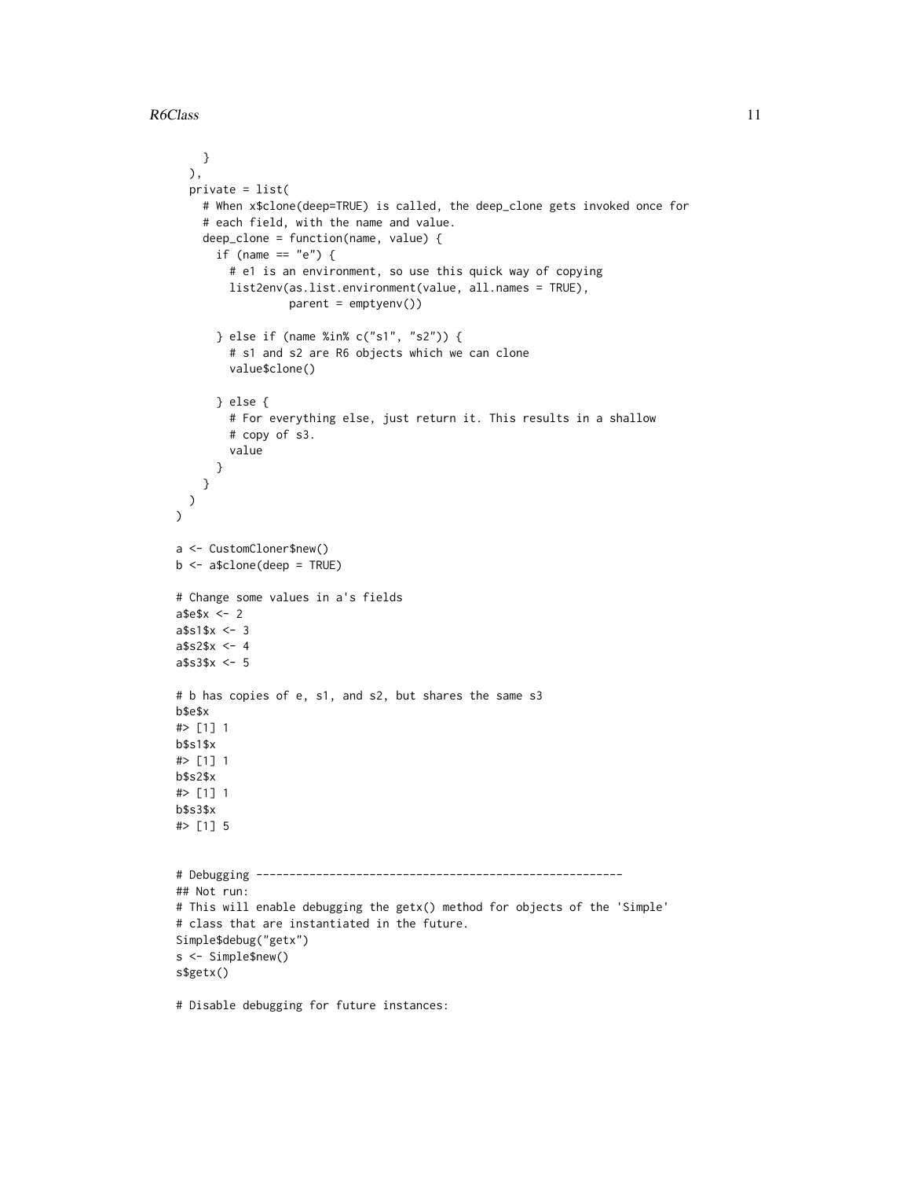```
    }
  ),
  private = list(
    # When x$clone(deep=TRUE) is called, the deep_clone gets invoked once for
    # each field, with the name and value.
    deep_clone = function(name, value) {
      if (name == "e") {
        # e1 is an environment, so use this quick way of copying
        list2env(as.list.environment(value, all.names = TRUE),
                 parent = emptyenv())

      } else if (name %in% c("s1", "s2")) {
        # s1 and s2 are R6 objects which we can clone
        value$clone()

      } else {
        # For everything else, just return it. This results in a shallow
        # copy of s3.
        value
      }
    }
  )
)

a <- CustomCloner$new()
b <- a$clone(deep = TRUE)

# Change some values in a's fields
a$e$x <- 2
a$s1$x <- 3
a$s2$x <- 4
a$s3$x <- 5

# b has copies of e, s1, and s2, but shares the same s3
b$e$x
#> [1] 1
b$s1$x
#> [1] 1
b$s2$x
#> [1] 1
b$s3$x
#> [1] 5


# Debugging ------------------------------------------------------
## Not run:
# This will enable debugging the getx() method for objects of the 'Simple'
# class that are instantiated in the future.
Simple$debug("getx")
s <- Simple$new()
s$getx()

# Disable debugging for future instances:
```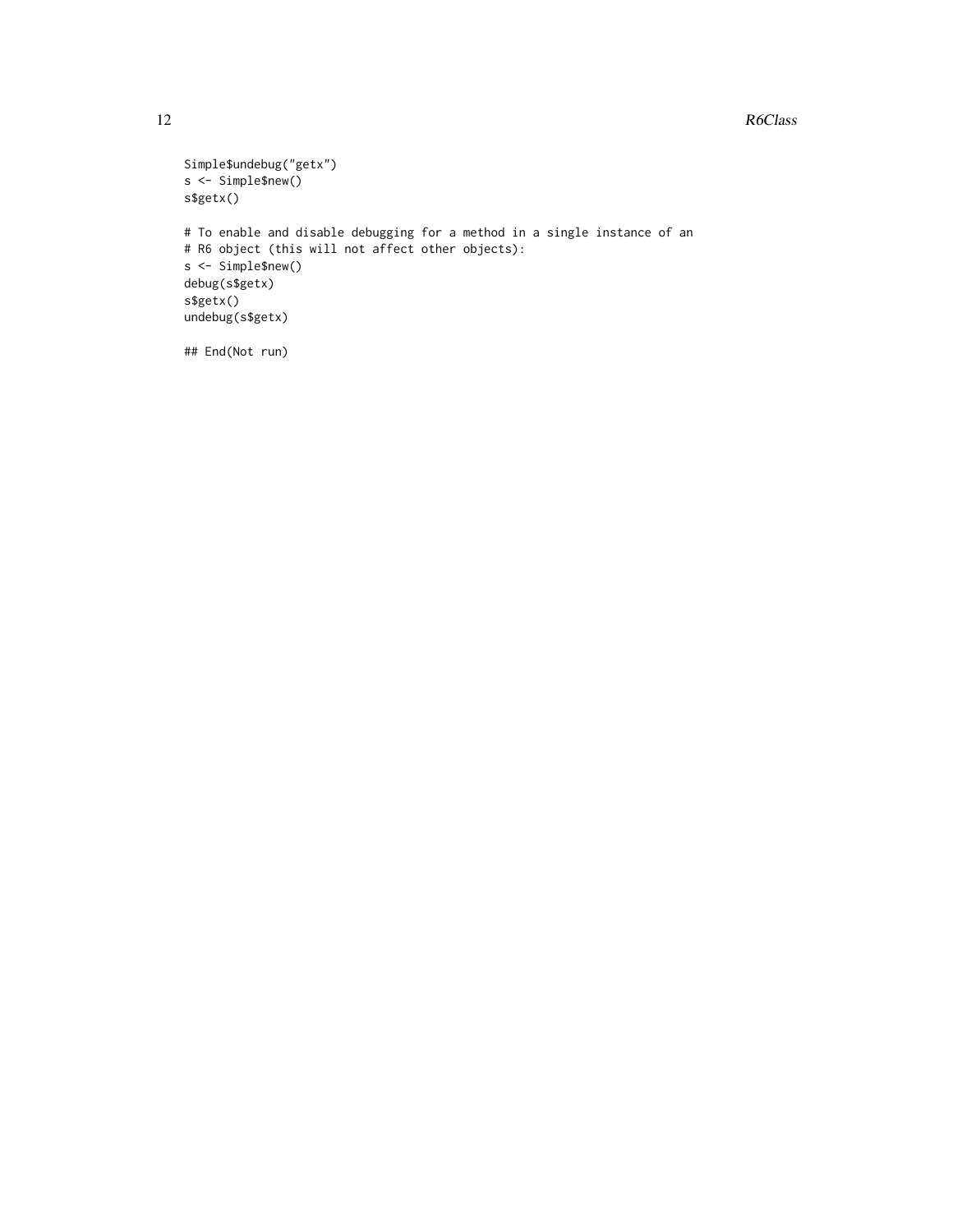```
Simple$undebug("getx")
s <- Simple$new()
s$getx()

# To enable and disable debugging for a method in a single instance of an
# R6 object (this will not affect other objects):
s <- Simple$new()
debug(s$getx)
s$getx()
undebug(s$getx)

## End(Not run)
```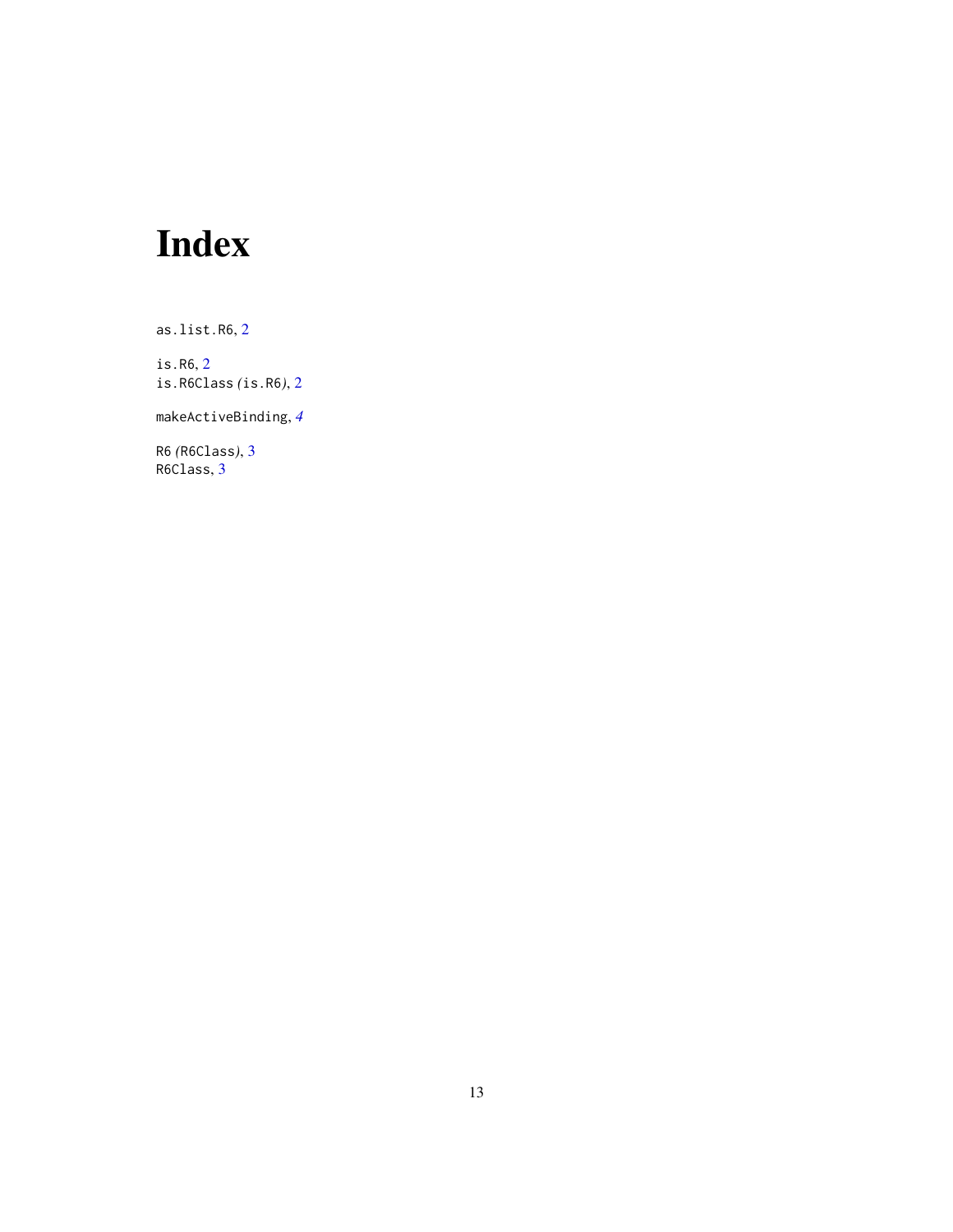# Index

as.list.R6, 2

is.R6, 2
is.R6Class *(*is.R6*)*, 2

makeActiveBinding, *4*

R6 *(*R6Class*)*, 3
R6Class, 3